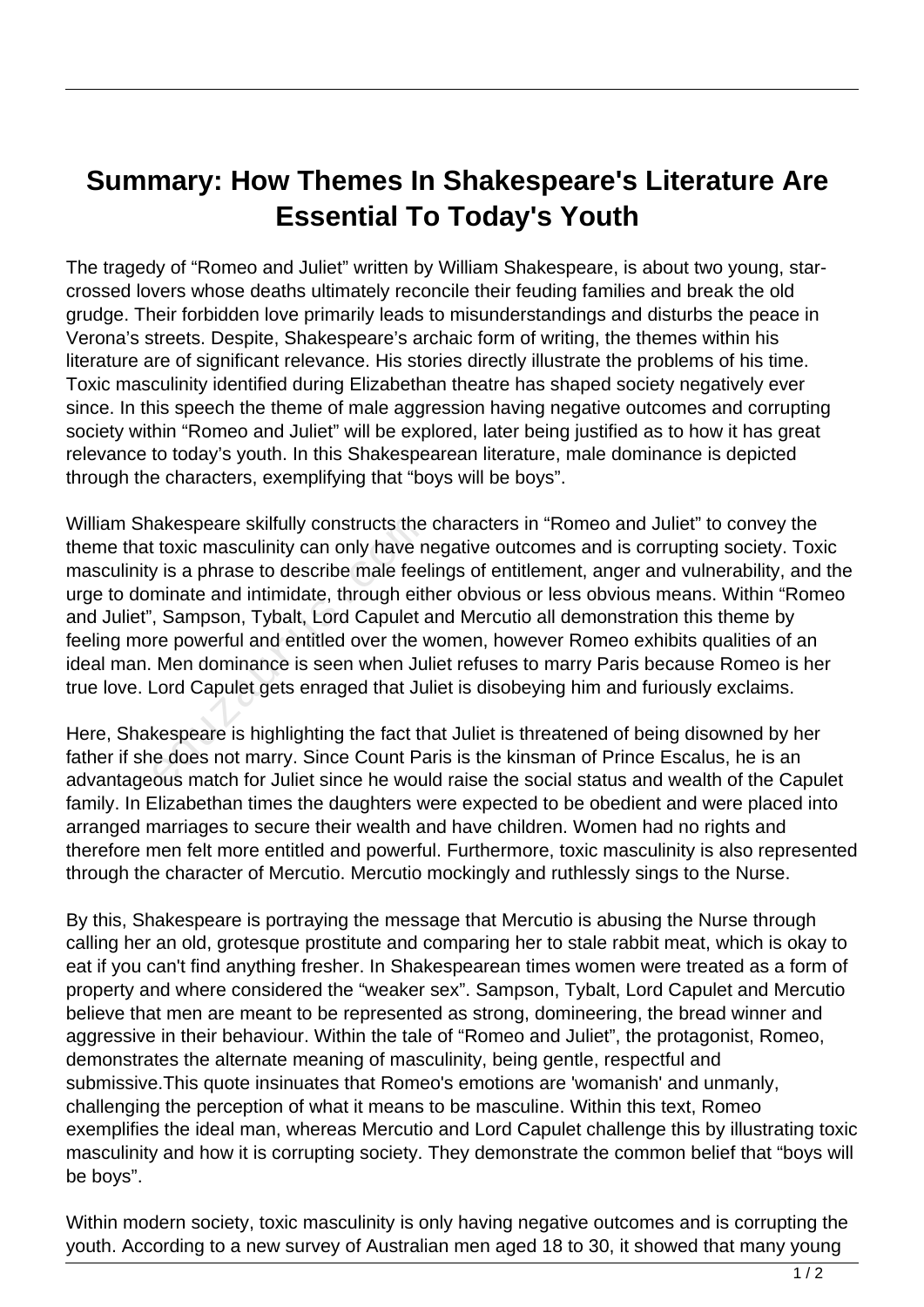# Summary: How Themes In Shakespeare's Literature Are Essential To Today's Youth

The tragedy of “Romeo and Juliet” written by William Shakespeare, is about two young, star-crossed lovers whose deaths ultimately reconcile their feuding families and break the old grudge. Their forbidden love primarily leads to misunderstandings and disturbs the peace in Verona’s streets. Despite, Shakespeare’s archaic form of writing, the themes within his literature are of significant relevance. His stories directly illustrate the problems of his time. Toxic masculinity identified during Elizabethan theatre has shaped society negatively ever since. In this speech the theme of male aggression having negative outcomes and corrupting society within “Romeo and Juliet” will be explored, later being justified as to how it has great relevance to today’s youth. In this Shakespearean literature, male dominance is depicted through the characters, exemplifying that “boys will be boys”.

William Shakespeare skilfully constructs the characters in “Romeo and Juliet” to convey the theme that toxic masculinity can only have negative outcomes and is corrupting society. Toxic masculinity is a phrase to describe male feelings of entitlement, anger and vulnerability, and the urge to dominate and intimidate, through either obvious or less obvious means. Within “Romeo and Juliet”, Sampson, Tybalt, Lord Capulet and Mercutio all demonstration this theme by feeling more powerful and entitled over the women, however Romeo exhibits qualities of an ideal man. Men dominance is seen when Juliet refuses to marry Paris because Romeo is her true love. Lord Capulet gets enraged that Juliet is disobeying him and furiously exclaims.

Here, Shakespeare is highlighting the fact that Juliet is threatened of being disowned by her father if she does not marry. Since Count Paris is the kinsman of Prince Escalus, he is an advantageous match for Juliet since he would raise the social status and wealth of the Capulet family. In Elizabethan times the daughters were expected to be obedient and were placed into arranged marriages to secure their wealth and have children. Women had no rights and therefore men felt more entitled and powerful. Furthermore, toxic masculinity is also represented through the character of Mercutio. Mercutio mockingly and ruthlessly sings to the Nurse.

By this, Shakespeare is portraying the message that Mercutio is abusing the Nurse through calling her an old, grotesque prostitute and comparing her to stale rabbit meat, which is okay to eat if you can't find anything fresher. In Shakespearean times women were treated as a form of property and where considered the “weaker sex”. Sampson, Tybalt, Lord Capulet and Mercutio believe that men are meant to be represented as strong, domineering, the bread winner and aggressive in their behaviour. Within the tale of “Romeo and Juliet”, the protagonist, Romeo, demonstrates the alternate meaning of masculinity, being gentle, respectful and submissive.This quote insinuates that Romeo's emotions are 'womanish' and unmanly, challenging the perception of what it means to be masculine. Within this text, Romeo exemplifies the ideal man, whereas Mercutio and Lord Capulet challenge this by illustrating toxic masculinity and how it is corrupting society. They demonstrate the common belief that “boys will be boys”.

Within modern society, toxic masculinity is only having negative outcomes and is corrupting the youth. According to a new survey of Australian men aged 18 to 30, it showed that many young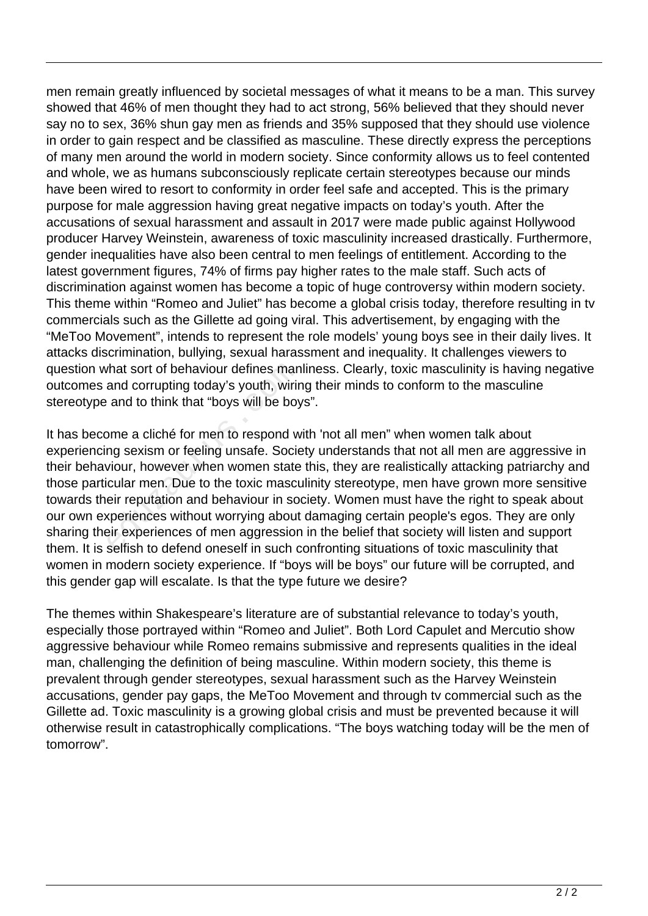men remain greatly influenced by societal messages of what it means to be a man. This survey showed that 46% of men thought they had to act strong, 56% believed that they should never say no to sex, 36% shun gay men as friends and 35% supposed that they should use violence in order to gain respect and be classified as masculine. These directly express the perceptions of many men around the world in modern society. Since conformity allows us to feel contented and whole, we as humans subconsciously replicate certain stereotypes because our minds have been wired to resort to conformity in order feel safe and accepted. This is the primary purpose for male aggression having great negative impacts on today's youth. After the accusations of sexual harassment and assault in 2017 were made public against Hollywood producer Harvey Weinstein, awareness of toxic masculinity increased drastically. Furthermore, gender inequalities have also been central to men feelings of entitlement. According to the latest government figures, 74% of firms pay higher rates to the male staff. Such acts of discrimination against women has become a topic of huge controversy within modern society. This theme within "Romeo and Juliet" has become a global crisis today, therefore resulting in tv commercials such as the Gillette ad going viral. This advertisement, by engaging with the "MeToo Movement", intends to represent the role models' young boys see in their daily lives. It attacks discrimination, bullying, sexual harassment and inequality. It challenges viewers to question what sort of behaviour defines manliness. Clearly, toxic masculinity is having negative outcomes and corrupting today's youth, wiring their minds to conform to the masculine stereotype and to think that "boys will be boys".

It has become a cliché for men to respond with 'not all men" when women talk about experiencing sexism or feeling unsafe. Society understands that not all men are aggressive in their behaviour, however when women state this, they are realistically attacking patriarchy and those particular men. Due to the toxic masculinity stereotype, men have grown more sensitive towards their reputation and behaviour in society. Women must have the right to speak about our own experiences without worrying about damaging certain people's egos. They are only sharing their experiences of men aggression in the belief that society will listen and support them. It is selfish to defend oneself in such confronting situations of toxic masculinity that women in modern society experience. If "boys will be boys" our future will be corrupted, and this gender gap will escalate. Is that the type future we desire?

The themes within Shakespeare's literature are of substantial relevance to today's youth, especially those portrayed within "Romeo and Juliet". Both Lord Capulet and Mercutio show aggressive behaviour while Romeo remains submissive and represents qualities in the ideal man, challenging the definition of being masculine. Within modern society, this theme is prevalent through gender stereotypes, sexual harassment such as the Harvey Weinstein accusations, gender pay gaps, the MeToo Movement and through tv commercial such as the Gillette ad. Toxic masculinity is a growing global crisis and must be prevented because it will otherwise result in catastrophically complications. "The boys watching today will be the men of tomorrow".